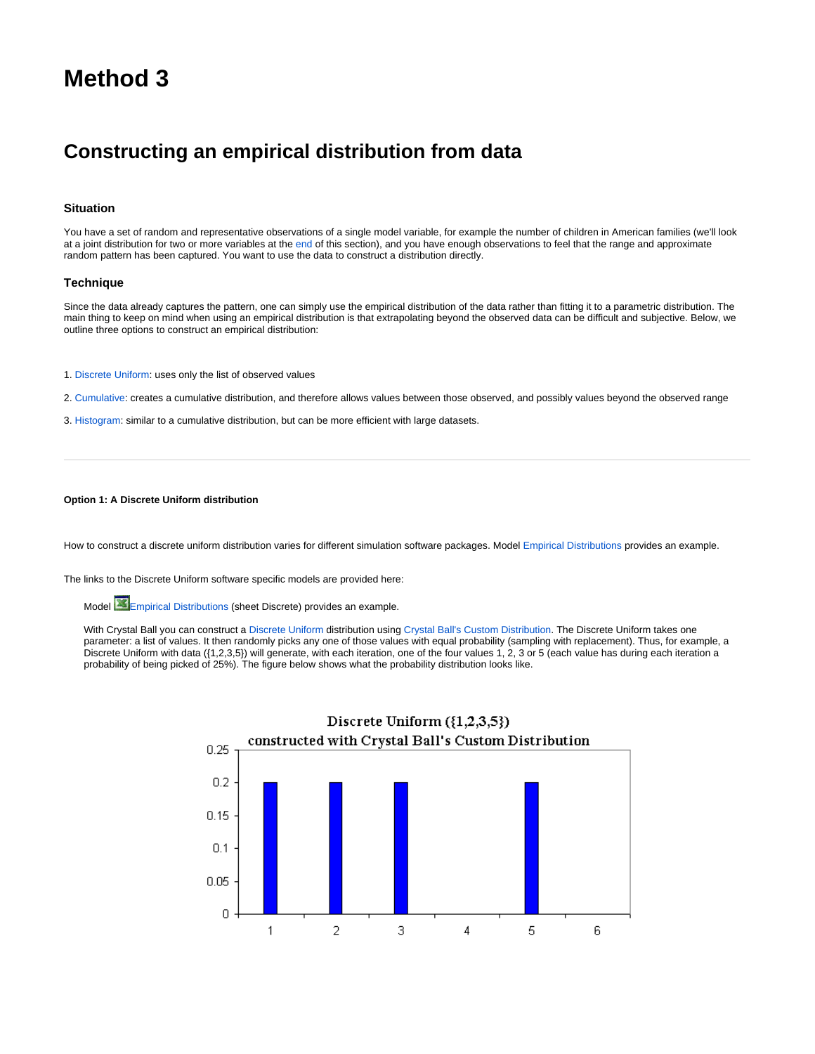# Method 3

## Constructing an empirical distribution from data

### Situation

You have a set of random and representative observations of a single model variable, for example the number of children in American families (we'll look at a joint distribution for two or more variables at the end of this section), and you have enough observations to feel that the range and approximate random pattern has been captured. You want to use the data to construct a distribution directly.

### Technique

Since the data already captures the pattern, one can simply use the empirical distribution of the data rather than fitting it to a parametric distribution. The main thing to keep on mind when using an empirical distribution is that extrapolating beyond the observed data can be difficult and subjective. Below, we outline three options to construct an empirical distribution:

1. Discrete Uniform: uses only the list of observed values

2. Cumulative: creates a cumulative distribution, and therefore allows values between those observed, and possibly values beyond the observed range

3. Histogram: similar to a cumulative distribution, but can be more efficient with large datasets.

---

**Option 1: A Discrete Uniform distribution**

How to construct a discrete uniform distribution varies for different simulation software packages. Model Empirical Distributions provides an example.

The links to the Discrete Uniform software specific models are provided here:

> Model Empirical Distributions (sheet Discrete) provides an example.
>
> With Crystal Ball you can construct a Discrete Uniform distribution using Crystal Ball's Custom Distribution. The Discrete Uniform takes one parameter: a list of values. It then randomly picks any one of those values with equal probability (sampling with replacement). Thus, for example, a Discrete Uniform with data ({1,2,3,5}) will generate, with each iteration, one of the four values 1, 2, 3 or 5 (each value has during each iteration a probability of being picked of 25%). The figure below shows what the probability distribution looks like.

Discrete Uniform ({1,2,3,5}) constructed with Crystal Ball's Custom Distribution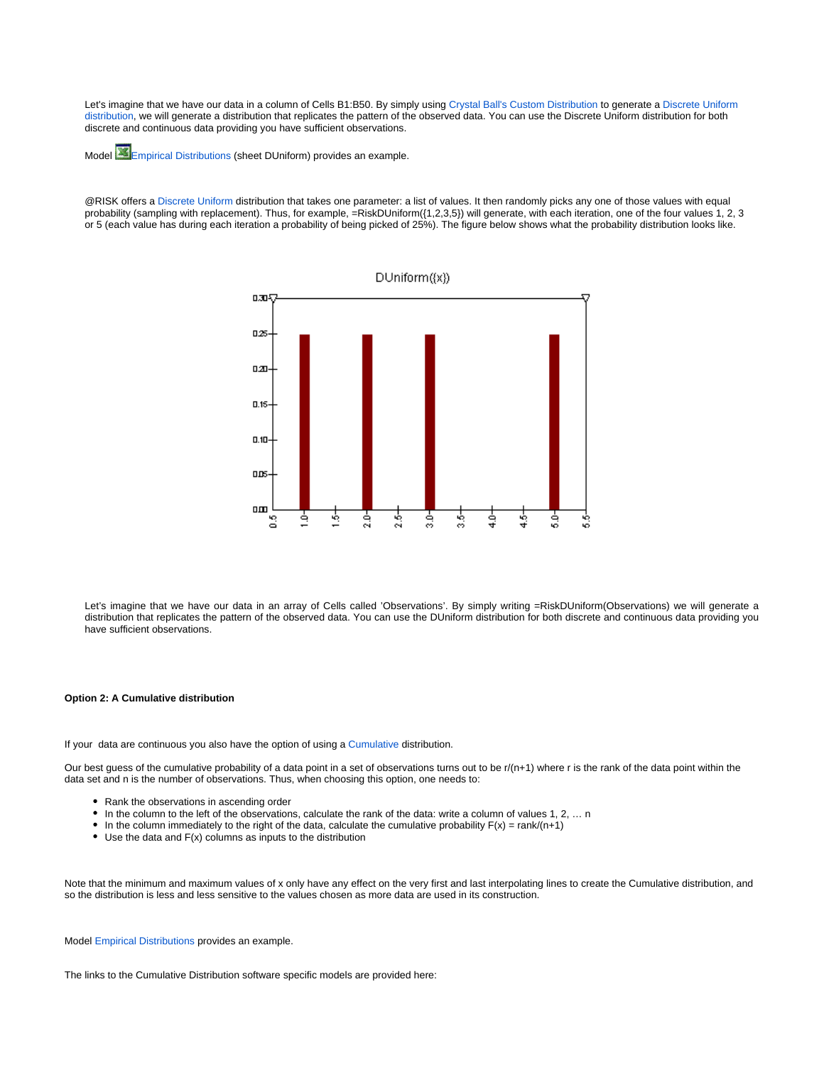Let's imagine that we have our data in a column of Cells B1:B50. By simply using Crystal Ball's Custom Distribution to generate a Discrete Uniform distribution, we will generate a distribution that replicates the pattern of the observed data. You can use the Discrete Uniform distribution for both discrete and continuous data providing you have sufficient observations.

Model Empirical Distributions (sheet DUniform) provides an example.

@RISK offers a Discrete Uniform distribution that takes one parameter: a list of values. It then randomly picks any one of those values with equal probability (sampling with replacement). Thus, for example, =RiskDUniform({1,2,3,5}) will generate, with each iteration, one of the four values 1, 2, 3 or 5 (each value has during each iteration a probability of being picked of 25%). The figure below shows what the probability distribution looks like.

Let's imagine that we have our data in an array of Cells called 'Observations'. By simply writing =RiskDUniform(Observations) we will generate a distribution that replicates the pattern of the observed data. You can use the DUniform distribution for both discrete and continuous data providing you have sufficient observations.

**Option 2: A Cumulative distribution**

If your data are continuous you also have the option of using a Cumulative distribution.

Our best guess of the cumulative probability of a data point in a set of observations turns out to be r/(n+1) where r is the rank of the data point within the data set and n is the number of observations. Thus, when choosing this option, one needs to:

- Rank the observations in ascending order
- In the column to the left of the observations, calculate the rank of the data: write a column of values 1, 2, … n
- In the column immediately to the right of the data, calculate the cumulative probability F(x) = rank/(n+1)
- Use the data and F(x) columns as inputs to the distribution

Note that the minimum and maximum values of x only have any effect on the very first and last interpolating lines to create the Cumulative distribution, and so the distribution is less and less sensitive to the values chosen as more data are used in its construction.

Model Empirical Distributions provides an example.

The links to the Cumulative Distribution software specific models are provided here: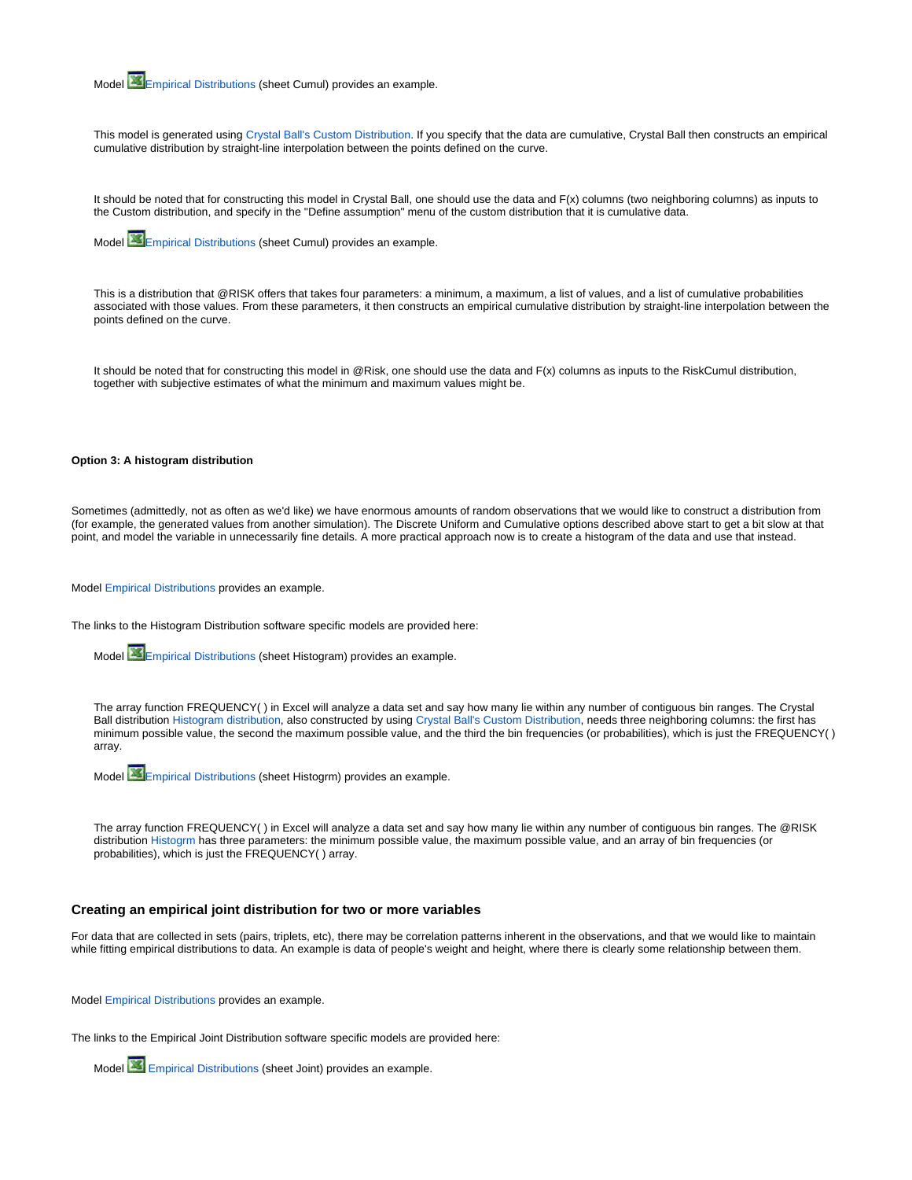Model Empirical Distributions (sheet Cumul) provides an example.

This model is generated using Crystal Ball's Custom Distribution. If you specify that the data are cumulative, Crystal Ball then constructs an empirical cumulative distribution by straight-line interpolation between the points defined on the curve.

It should be noted that for constructing this model in Crystal Ball, one should use the data and F(x) columns (two neighboring columns) as inputs to the Custom distribution, and specify in the "Define assumption" menu of the custom distribution that it is cumulative data.

Model Empirical Distributions (sheet Cumul) provides an example.

This is a distribution that @RISK offers that takes four parameters: a minimum, a maximum, a list of values, and a list of cumulative probabilities associated with those values. From these parameters, it then constructs an empirical cumulative distribution by straight-line interpolation between the points defined on the curve.

It should be noted that for constructing this model in @Risk, one should use the data and F(x) columns as inputs to the RiskCumul distribution, together with subjective estimates of what the minimum and maximum values might be.

**Option 3: A histogram distribution**

Sometimes (admittedly, not as often as we'd like) we have enormous amounts of random observations that we would like to construct a distribution from (for example, the generated values from another simulation). The Discrete Uniform and Cumulative options described above start to get a bit slow at that point, and model the variable in unnecessarily fine details. A more practical approach now is to create a histogram of the data and use that instead.

Model Empirical Distributions provides an example.

The links to the Histogram Distribution software specific models are provided here:

Model Empirical Distributions (sheet Histogram) provides an example.

The array function FREQUENCY( ) in Excel will analyze a data set and say how many lie within any number of contiguous bin ranges. The Crystal Ball distribution Histogram distribution, also constructed by using Crystal Ball's Custom Distribution, needs three neighboring columns: the first has minimum possible value, the second the maximum possible value, and the third the bin frequencies (or probabilities), which is just the FREQUENCY( ) array.

Model Empirical Distributions (sheet Histogrm) provides an example.

The array function FREQUENCY( ) in Excel will analyze a data set and say how many lie within any number of contiguous bin ranges. The @RISK distribution Histogrm has three parameters: the minimum possible value, the maximum possible value, and an array of bin frequencies (or probabilities), which is just the FREQUENCY( ) array.

### Creating an empirical joint distribution for two or more variables

For data that are collected in sets (pairs, triplets, etc), there may be correlation patterns inherent in the observations, and that we would like to maintain while fitting empirical distributions to data. An example is data of people's weight and height, where there is clearly some relationship between them.

Model Empirical Distributions provides an example.

The links to the Empirical Joint Distribution software specific models are provided here:

Model Empirical Distributions (sheet Joint) provides an example.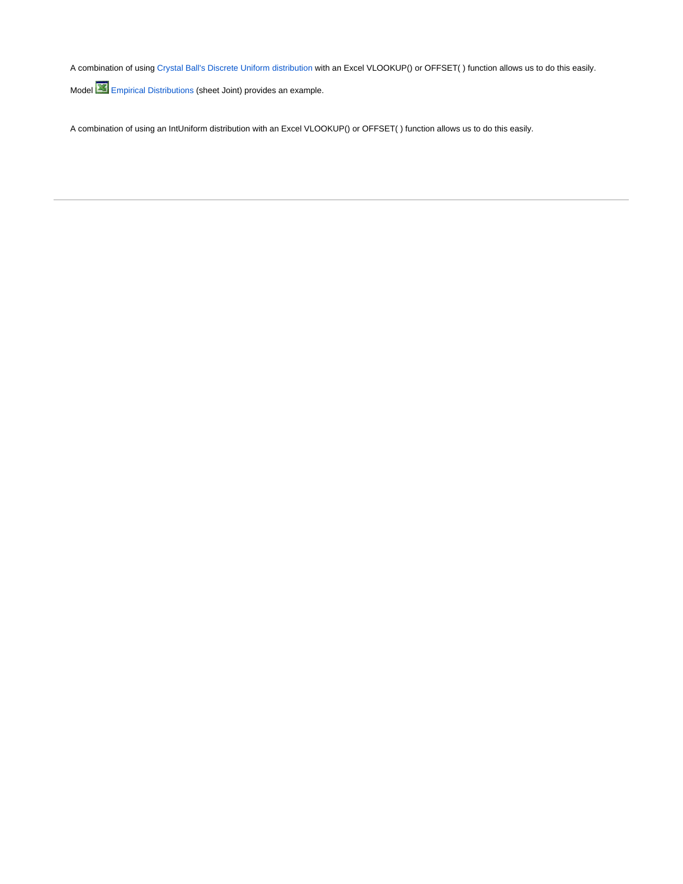A combination of using Crystal Ball's Discrete Uniform distribution with an Excel VLOOKUP() or OFFSET( ) function allows us to do this easily.

Model Empirical Distributions (sheet Joint) provides an example.

A combination of using an IntUniform distribution with an Excel VLOOKUP() or OFFSET( ) function allows us to do this easily.

---